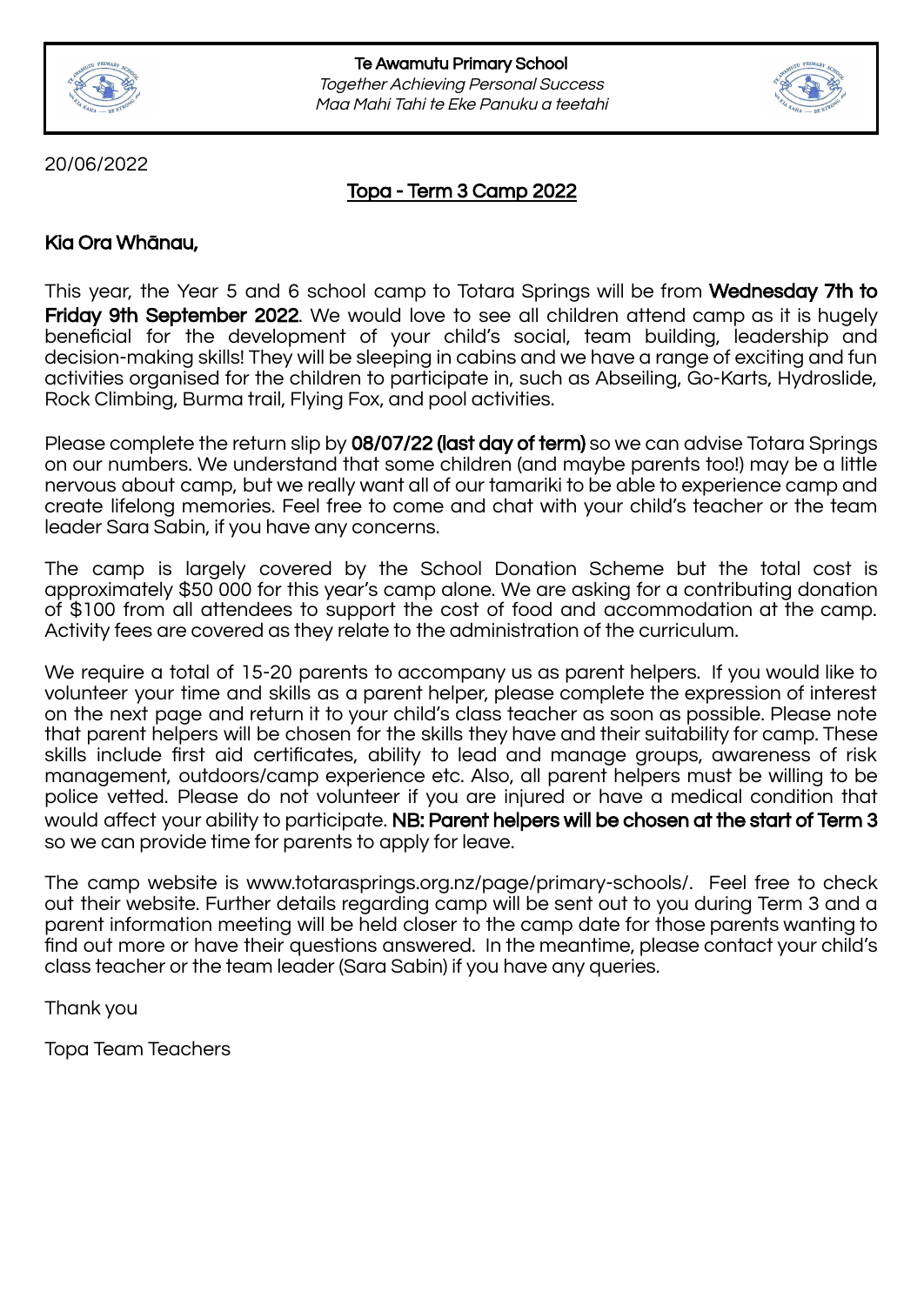**Te Awamutu Primary School**

*Together Achieving Personal Success*

*Maa Mahi Tahi te Eke Panuku a teetahi*

20/06/2022

## Topa - Term 3 Camp 2022

**Kia Ora Whānau,**

This year, the Year 5 and 6 school camp to Totara Springs will be from **Wednesday 7th to Friday 9th September 2022**. We would love to see all children attend camp as it is hugely beneficial for the development of your child's social, team building, leadership and decision-making skills! They will be sleeping in cabins and we have a range of exciting and fun activities organised for the children to participate in, such as Abseiling, Go-Karts, Hydroslide, Rock Climbing, Burma trail, Flying Fox, and pool activities.

Please complete the return slip by **08/07/22 (last day of term)** so we can advise Totara Springs on our numbers. We understand that some children (and maybe parents too!) may be a little nervous about camp, but we really want all of our tamariki to be able to experience camp and create lifelong memories. Feel free to come and chat with your child's teacher or the team leader Sara Sabin, if you have any concerns.

The camp is largely covered by the School Donation Scheme but the total cost is approximately $50 000 for this year's camp alone. We are asking for a contributing donation of $100 from all attendees to support the cost of food and accommodation at the camp. Activity fees are covered as they relate to the administration of the curriculum.

We require a total of 15-20 parents to accompany us as parent helpers. If you would like to volunteer your time and skills as a parent helper, please complete the expression of interest on the next page and return it to your child's class teacher as soon as possible. Please note that parent helpers will be chosen for the skills they have and their suitability for camp. These skills include first aid certificates, ability to lead and manage groups, awareness of risk management, outdoors/camp experience etc. Also, all parent helpers must be willing to be police vetted. Please do not volunteer if you are injured or have a medical condition that would affect your ability to participate. **NB: Parent helpers will be chosen at the start of Term 3** so we can provide time for parents to apply for leave.

The camp website is www.totarasprings.org.nz/page/primary-schools/. Feel free to check out their website. Further details regarding camp will be sent out to you during Term 3 and a parent information meeting will be held closer to the camp date for those parents wanting to find out more or have their questions answered. In the meantime, please contact your child's class teacher or the team leader (Sara Sabin) if you have any queries.

Thank you

Topa Team Teachers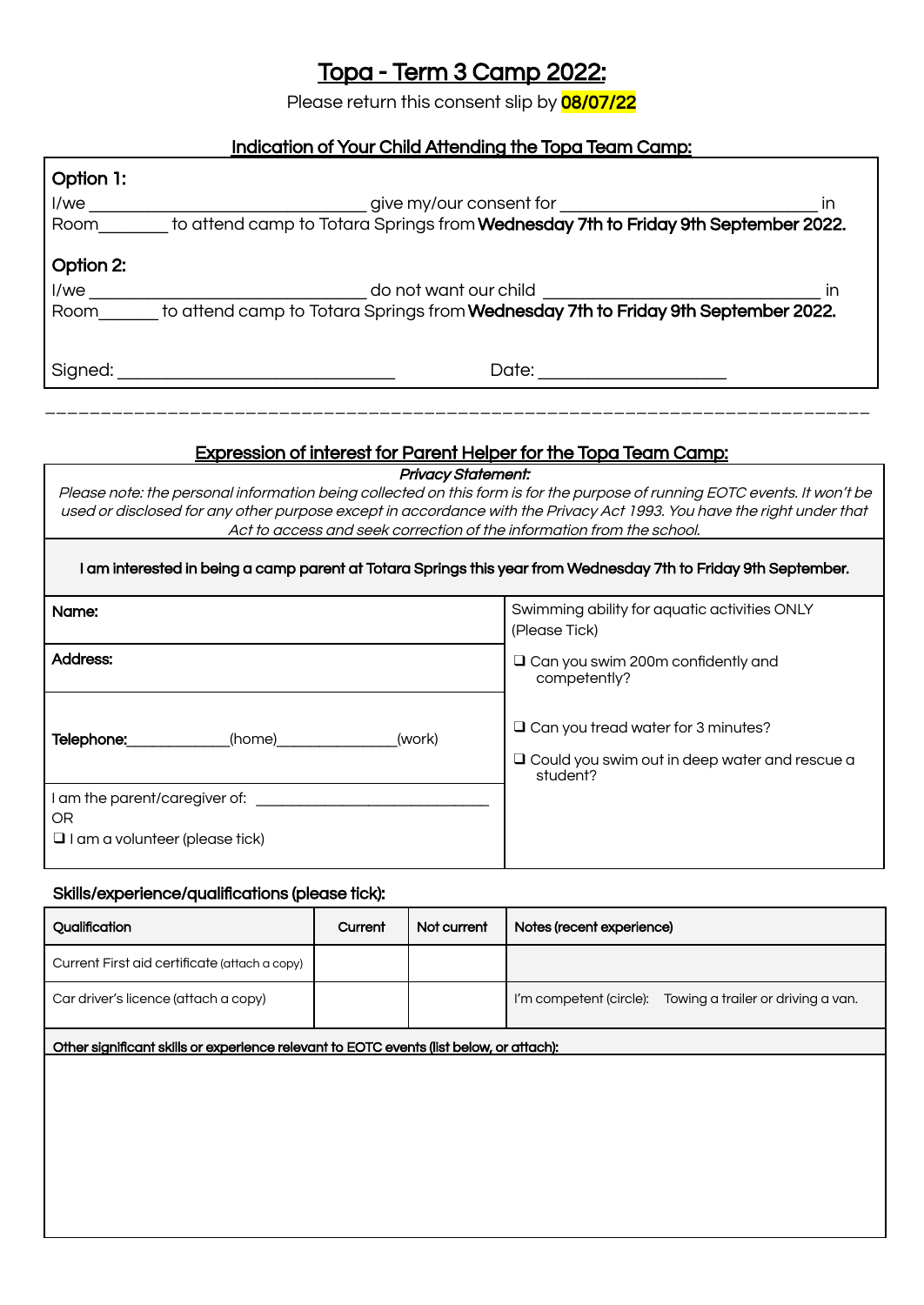# Topa - Term 3 Camp 2022:

Please return this consent slip by **08/07/22**

## Indication of Your Child Attending the Topa Team Camp:

**Option 1:**

I/we ______________________________ give my/our consent for ____________________________ in Room________ to attend camp to Totara Springs from **Wednesday 7th to Friday 9th September 2022.**

**Option 2:**

I/we ______________________________ do not want our child ______________________________ in Room_______ to attend camp to Totara Springs from **Wednesday 7th to Friday 9th September 2022.**

Signed: ______________________________ Date: ____________________

---

## Expression of interest for Parent Helper for the Topa Team Camp:

***Privacy Statement:***

*Please note: the personal information being collected on this form is for the purpose of running EOTC events. It won't be used or disclosed for any other purpose except in accordance with the Privacy Act 1993. You have the right under that Act to access and seek correction of the information from the school.*

**I am interested in being a camp parent at Totara Springs this year from Wednesday 7th to Friday 9th September.**

| | |
|---|---|
| **Name:** | Swimming ability for aquatic activities ONLY (Please Tick) |
| **Address:** | ❑ Can you swim 200m confidently and competently? |
| **Telephone:**____________(home)______________(work) | ❑ Can you tread water for 3 minutes?<br>❑ Could you swim out in deep water and rescue a student? |
| I am the parent/caregiver of: ____________________________<br>OR<br>❑ I am a volunteer (please tick) | |

### Skills/experience/qualifications (please tick):

| Qualification | Current | Not current | Notes (recent experience) |
|---|---|---|---|
| Current First aid certificate (attach a copy) | | | |
| Car driver's licence (attach a copy) | | | I'm competent (circle): Towing a trailer or driving a van. |

**Other significant skills or experience relevant to EOTC events (list below, or attach):**